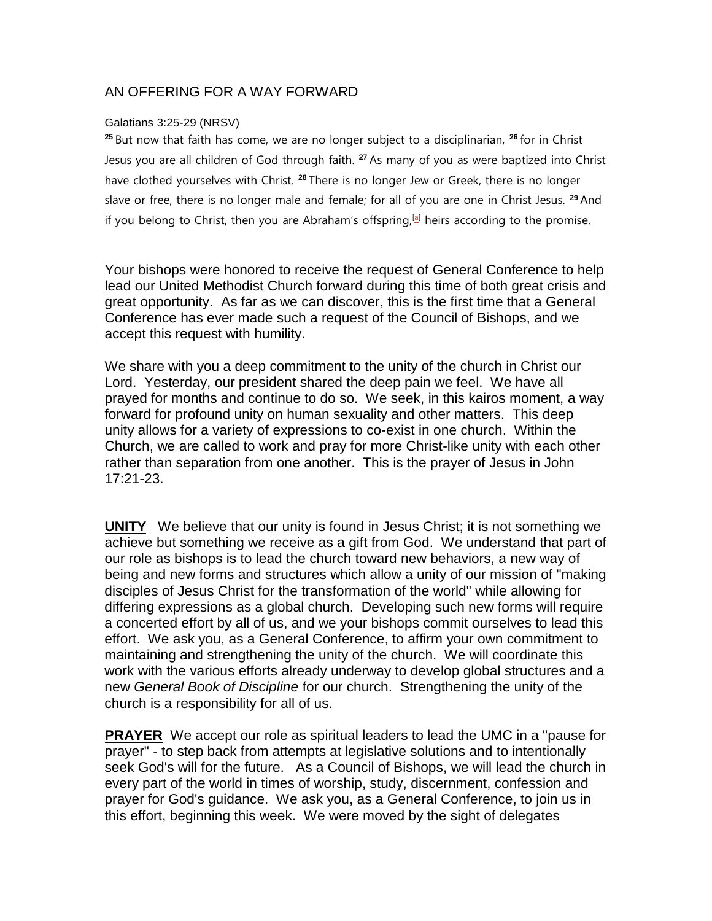## AN OFFERING FOR A WAY FORWARD

Galatians 3:25-29 (NRSV)

25 But now that faith has come, we are no longer subject to a disciplinarian, 26 for in Christ Jesus you are all children of God through faith. 27 As many of you as were baptized into Christ have clothed yourselves with Christ. 28 There is no longer Jew or Greek, there is no longer slave or free, there is no longer male and female; for all of you are one in Christ Jesus. 29 And if you belong to Christ, then you are Abraham's offspring,[a] heirs according to the promise.

Your bishops were honored to receive the request of General Conference to help lead our United Methodist Church forward during this time of both great crisis and great opportunity. As far as we can discover, this is the first time that a General Conference has ever made such a request of the Council of Bishops, and we accept this request with humility.

We share with you a deep commitment to the unity of the church in Christ our Lord. Yesterday, our president shared the deep pain we feel. We have all prayed for months and continue to do so. We seek, in this kairos moment, a way forward for profound unity on human sexuality and other matters. This deep unity allows for a variety of expressions to co-exist in one church. Within the Church, we are called to work and pray for more Christ-like unity with each other rather than separation from one another. This is the prayer of Jesus in John 17:21-23.

**UNITY** We believe that our unity is found in Jesus Christ; it is not something we achieve but something we receive as a gift from God. We understand that part of our role as bishops is to lead the church toward new behaviors, a new way of being and new forms and structures which allow a unity of our mission of "making disciples of Jesus Christ for the transformation of the world" while allowing for differing expressions as a global church. Developing such new forms will require a concerted effort by all of us, and we your bishops commit ourselves to lead this effort. We ask you, as a General Conference, to affirm your own commitment to maintaining and strengthening the unity of the church. We will coordinate this work with the various efforts already underway to develop global structures and a new *General Book of Discipline* for our church. Strengthening the unity of the church is a responsibility for all of us.

**PRAYER** We accept our role as spiritual leaders to lead the UMC in a "pause for prayer" - to step back from attempts at legislative solutions and to intentionally seek God's will for the future. As a Council of Bishops, we will lead the church in every part of the world in times of worship, study, discernment, confession and prayer for God's guidance. We ask you, as a General Conference, to join us in this effort, beginning this week. We were moved by the sight of delegates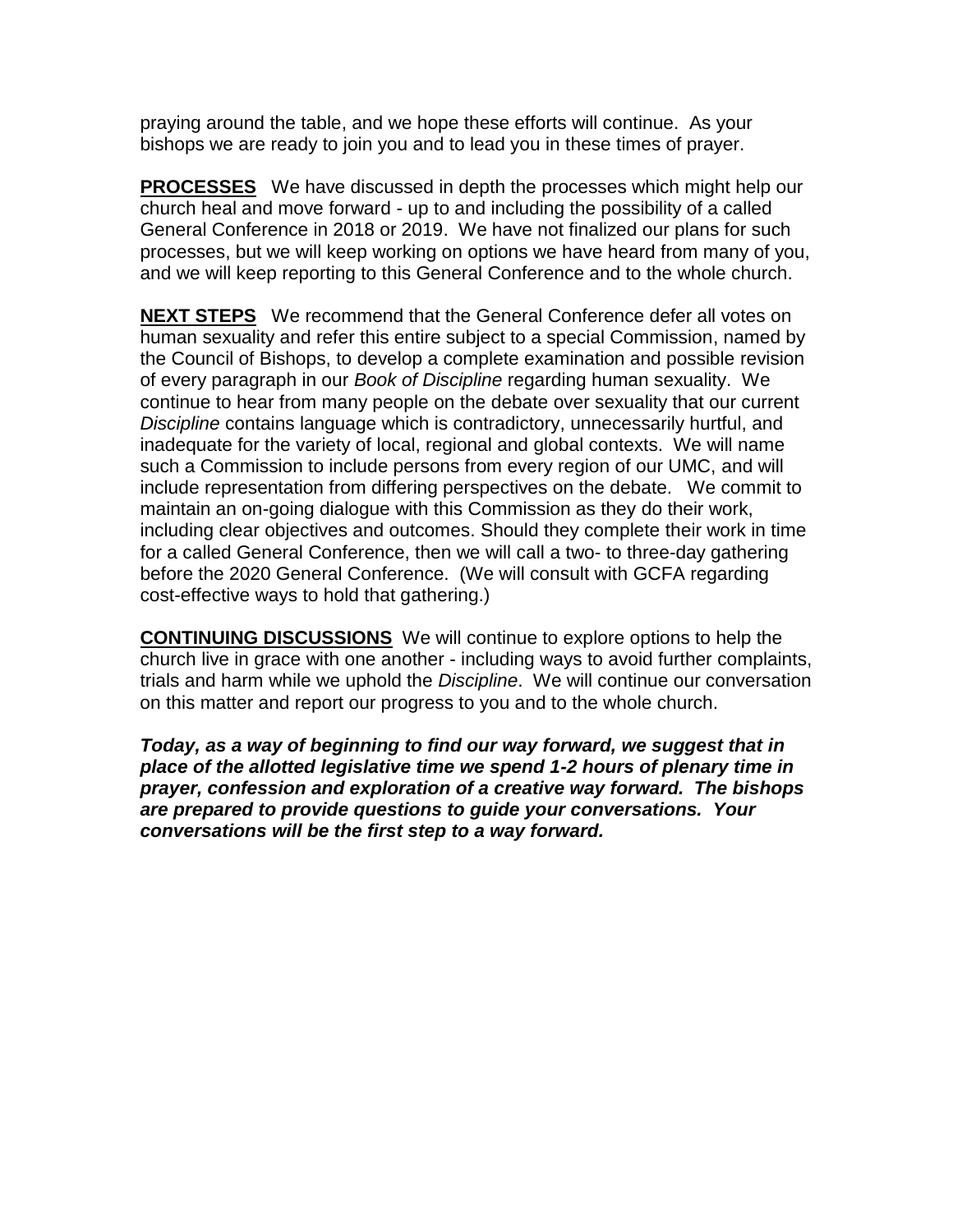praying around the table, and we hope these efforts will continue. As your bishops we are ready to join you and to lead you in these times of prayer.

**PROCESSES** We have discussed in depth the processes which might help our church heal and move forward - up to and including the possibility of a called General Conference in 2018 or 2019. We have not finalized our plans for such processes, but we will keep working on options we have heard from many of you, and we will keep reporting to this General Conference and to the whole church.

**NEXT STEPS** We recommend that the General Conference defer all votes on human sexuality and refer this entire subject to a special Commission, named by the Council of Bishops, to develop a complete examination and possible revision of every paragraph in our *Book of Discipline* regarding human sexuality. We continue to hear from many people on the debate over sexuality that our current *Discipline* contains language which is contradictory, unnecessarily hurtful, and inadequate for the variety of local, regional and global contexts. We will name such a Commission to include persons from every region of our UMC, and will include representation from differing perspectives on the debate. We commit to maintain an on-going dialogue with this Commission as they do their work, including clear objectives and outcomes. Should they complete their work in time for a called General Conference, then we will call a two- to three-day gathering before the 2020 General Conference. (We will consult with GCFA regarding cost-effective ways to hold that gathering.)

**CONTINUING DISCUSSIONS** We will continue to explore options to help the church live in grace with one another - including ways to avoid further complaints, trials and harm while we uphold the *Discipline*. We will continue our conversation on this matter and report our progress to you and to the whole church.

***Today, as a way of beginning to find our way forward, we suggest that in place of the allotted legislative time we spend 1-2 hours of plenary time in prayer, confession and exploration of a creative way forward. The bishops are prepared to provide questions to guide your conversations. Your conversations will be the first step to a way forward.***